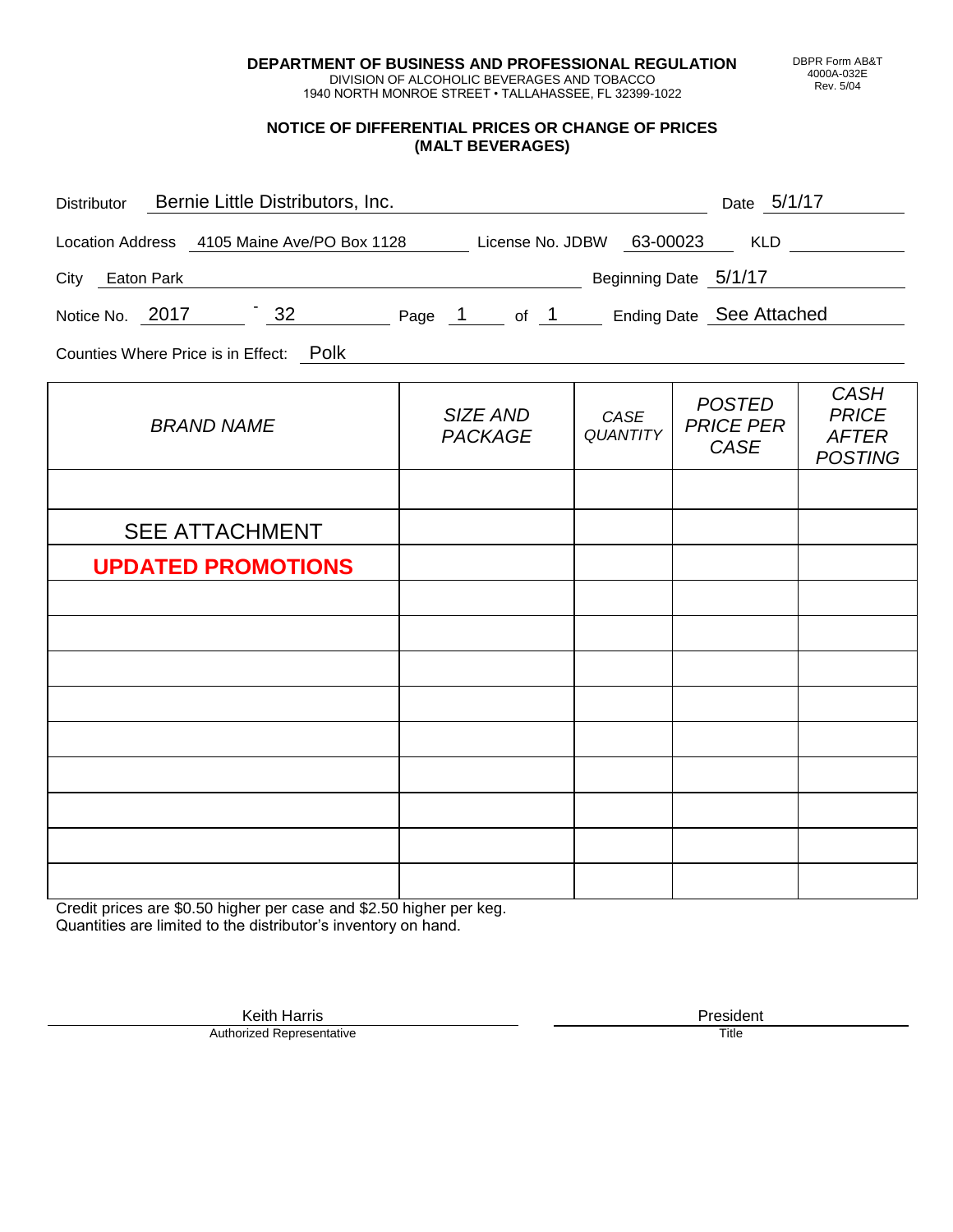**DEPARTMENT OF BUSINESS AND PROFESSIONAL REGULATION**
DIVISION OF ALCOHOLIC BEVERAGES AND TOBACCO
1940 NORTH MONROE STREET • TALLAHASSEE, FL 32399-1022

DBPR Form AB&T 4000A-032E Rev. 5/04

## NOTICE OF DIFFERENTIAL PRICES OR CHANGE OF PRICES (MALT BEVERAGES)

Distributor: Bernie Little Distributors, Inc. Date: 5/1/17

Location Address: 4105 Maine Ave/PO Box 1128 License No. JDBW: 63-00023 KLD:

City: Eaton Park Beginning Date: 5/1/17

Notice No. 2017 - 32 Page 1 of 1 Ending Date: See Attached

Counties Where Price is in Effect: Polk

| BRAND NAME | SIZE AND PACKAGE | CASE QUANTITY | POSTED PRICE PER CASE | CASH PRICE AFTER POSTING |
|---|---|---|---|---|
| | | | | |
| SEE ATTACHMENT | | | | |
| **UPDATED PROMOTIONS** | | | | |
| | | | | |
| | | | | |
| | | | | |
| | | | | |
| | | | | |
| | | | | |
| | | | | |
| | | | | |
| | | | | |

Credit prices are $0.50 higher per case and $2.50 higher per keg.
Quantities are limited to the distributor's inventory on hand.

Keith Harris
Authorized Representative

President
Title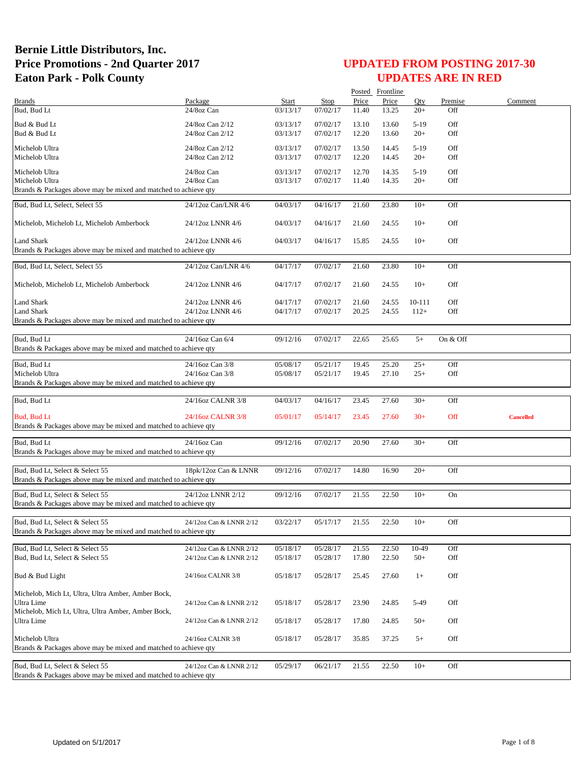# Bernie Little Distributors, Inc.
# Price Promotions - 2nd Quarter 2017
# Eaton Park - Polk County

## UPDATED FROM POSTING 2017-30
## UPDATES ARE IN RED

| Brands | Package | Start | Stop | Posted Price | Frontline Price | Qty | Premise | Comment |
|---|---|---|---|---|---|---|---|---|
| Bud, Bud Lt | 24/8oz Can | 03/13/17 | 07/02/17 | 11.40 | 13.25 | 20+ | Off | |
| Bud & Bud Lt | 24/8oz Can 2/12 | 03/13/17 | 07/02/17 | 13.10 | 13.60 | 5-19 | Off | |
| Bud & Bud Lt | 24/8oz Can 2/12 | 03/13/17 | 07/02/17 | 12.20 | 13.60 | 20+ | Off | |
| Michelob Ultra | 24/8oz Can 2/12 | 03/13/17 | 07/02/17 | 13.50 | 14.45 | 5-19 | Off | |
| Michelob Ultra | 24/8oz Can 2/12 | 03/13/17 | 07/02/17 | 12.20 | 14.45 | 20+ | Off | |
| Michelob Ultra | 24/8oz Can | 03/13/17 | 07/02/17 | 12.70 | 14.35 | 5-19 | Off | |
| Michelob Ultra | 24/8oz Can | 03/13/17 | 07/02/17 | 11.40 | 14.35 | 20+ | Off | |
| Brands & Packages above may be mixed and matched to achieve qty | | | | | | | | |
| Bud, Bud Lt, Select, Select 55 | 24/12oz Can/LNR 4/6 | 04/03/17 | 04/16/17 | 21.60 | 23.80 | 10+ | Off | |
| Michelob, Michelob Lt, Michelob Amberbock | 24/12oz LNNR 4/6 | 04/03/17 | 04/16/17 | 21.60 | 24.55 | 10+ | Off | |
| Land Shark | 24/12oz LNNR 4/6 | 04/03/17 | 04/16/17 | 15.85 | 24.55 | 10+ | Off | |
| Brands & Packages above may be mixed and matched to achieve qty | | | | | | | | |
| Bud, Bud Lt, Select, Select 55 | 24/12oz Can/LNR 4/6 | 04/17/17 | 07/02/17 | 21.60 | 23.80 | 10+ | Off | |
| Michelob, Michelob Lt, Michelob Amberbock | 24/12oz LNNR 4/6 | 04/17/17 | 07/02/17 | 21.60 | 24.55 | 10+ | Off | |
| Land Shark | 24/12oz LNNR 4/6 | 04/17/17 | 07/02/17 | 21.60 | 24.55 | 10-111 | Off | |
| Land Shark | 24/12oz LNNR 4/6 | 04/17/17 | 07/02/17 | 20.25 | 24.55 | 112+ | Off | |
| Brands & Packages above may be mixed and matched to achieve qty | | | | | | | | |
| Bud, Bud Lt | 24/16oz Can 6/4 | 09/12/16 | 07/02/17 | 22.65 | 25.65 | 5+ | On & Off | |
| Brands & Packages above may be mixed and matched to achieve qty | | | | | | | | |
| Bud, Bud Lt | 24/16oz Can 3/8 | 05/08/17 | 05/21/17 | 19.45 | 25.20 | 25+ | Off | |
| Michelob Ultra | 24/16oz Can 3/8 | 05/08/17 | 05/21/17 | 19.45 | 27.10 | 25+ | Off | |
| Brands & Packages above may be mixed and matched to achieve qty | | | | | | | | |
| Bud, Bud Lt | 24/16oz CALNR 3/8 | 04/03/17 | 04/16/17 | 23.45 | 27.60 | 30+ | Off | |
| Bud, Bud Lt | 24/16oz CALNR 3/8 | 05/01/17 | 05/14/17 | 23.45 | 27.60 | 30+ | Off | **Cancelled** |
| Brands & Packages above may be mixed and matched to achieve qty | | | | | | | | |
| Bud, Bud Lt | 24/16oz Can | 09/12/16 | 07/02/17 | 20.90 | 27.60 | 30+ | Off | |
| Brands & Packages above may be mixed and matched to achieve qty | | | | | | | | |
| Bud, Bud Lt, Select & Select 55 | 18pk/12oz Can & LNNR | 09/12/16 | 07/02/17 | 14.80 | 16.90 | 20+ | Off | |
| Brands & Packages above may be mixed and matched to achieve qty | | | | | | | | |
| Bud, Bud Lt, Select & Select 55 | 24/12oz LNNR 2/12 | 09/12/16 | 07/02/17 | 21.55 | 22.50 | 10+ | On | |
| Brands & Packages above may be mixed and matched to achieve qty | | | | | | | | |
| Bud, Bud Lt, Select & Select 55 | 24/12oz Can & LNNR 2/12 | 03/22/17 | 05/17/17 | 21.55 | 22.50 | 10+ | Off | |
| Brands & Packages above may be mixed and matched to achieve qty | | | | | | | | |
| Bud, Bud Lt, Select & Select 55 | 24/12oz Can & LNNR 2/12 | 05/18/17 | 05/28/17 | 21.55 | 22.50 | 10-49 | Off | |
| Bud, Bud Lt, Select & Select 55 | 24/12oz Can & LNNR 2/12 | 05/18/17 | 05/28/17 | 17.80 | 22.50 | 50+ | Off | |
| Bud & Bud Light | 24/16oz CALNR 3/8 | 05/18/17 | 05/28/17 | 25.45 | 27.60 | 1+ | Off | |
| Michelob, Mich Lt, Ultra, Ultra Amber, Amber Bock, Ultra Lime | 24/12oz Can & LNNR 2/12 | 05/18/17 | 05/28/17 | 23.90 | 24.85 | 5-49 | Off | |
| Michelob, Mich Lt, Ultra, Ultra Amber, Amber Bock, Ultra Lime | 24/12oz Can & LNNR 2/12 | 05/18/17 | 05/28/17 | 17.80 | 24.85 | 50+ | Off | |
| Michelob Ultra | 24/16oz CALNR 3/8 | 05/18/17 | 05/28/17 | 35.85 | 37.25 | 5+ | Off | |
| Brands & Packages above may be mixed and matched to achieve qty | | | | | | | | |
| Bud, Bud Lt, Select & Select 55 | 24/12oz Can & LNNR 2/12 | 05/29/17 | 06/21/17 | 21.55 | 22.50 | 10+ | Off | |
| Brands & Packages above may be mixed and matched to achieve qty | | | | | | | | |

Updated on 5/1/2017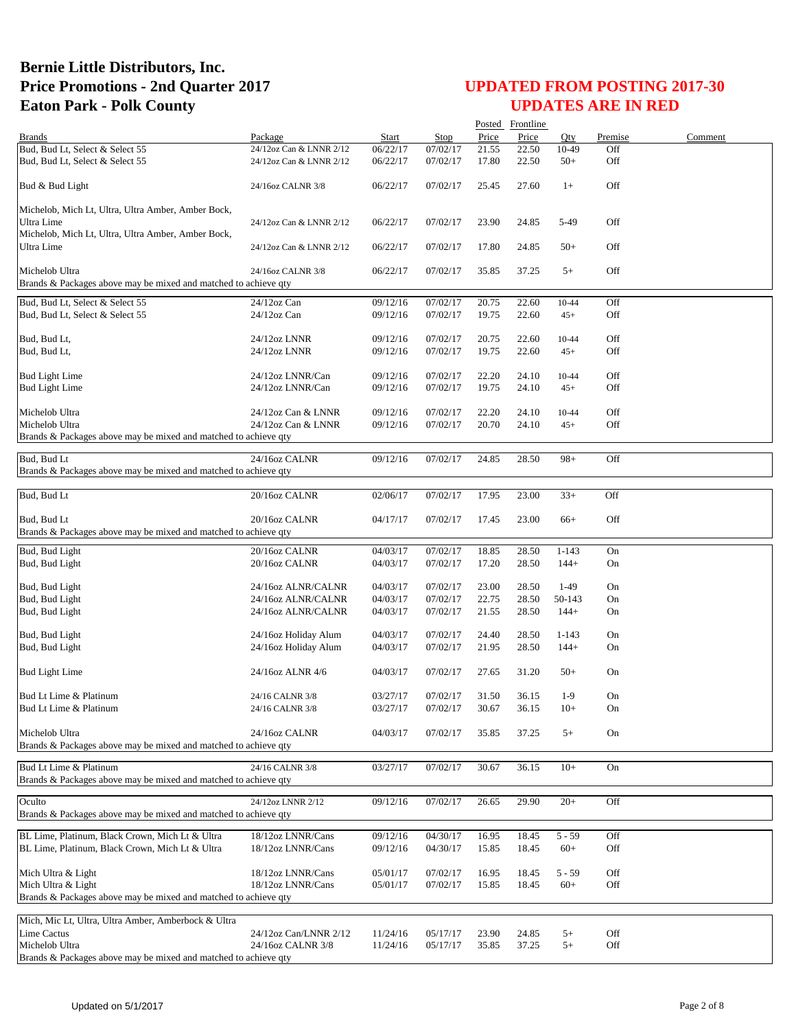# Bernie Little Distributors, Inc.
# Price Promotions - 2nd Quarter 2017
# Eaton Park - Polk County

## UPDATED FROM POSTING 2017-30
## UPDATES ARE IN RED

| Brands | Package | Start | Stop | Posted Price | Frontline Price | Qty | Premise | Comment |
|---|---|---|---|---|---|---|---|---|
| Bud, Bud Lt, Select & Select 55 | 24/12oz Can & LNNR 2/12 | 06/22/17 | 07/02/17 | 21.55 | 22.50 | 10-49 | Off | |
| Bud, Bud Lt, Select & Select 55 | 24/12oz Can & LNNR 2/12 | 06/22/17 | 07/02/17 | 17.80 | 22.50 | 50+ | Off | |
| Bud & Bud Light | 24/16oz CALNR 3/8 | 06/22/17 | 07/02/17 | 25.45 | 27.60 | 1+ | Off | |
| Michelob, Mich Lt, Ultra, Ultra Amber, Amber Bock, Ultra Lime | 24/12oz Can & LNNR 2/12 | 06/22/17 | 07/02/17 | 23.90 | 24.85 | 5-49 | Off | |
| Michelob, Mich Lt, Ultra, Ultra Amber, Amber Bock, Ultra Lime | 24/12oz Can & LNNR 2/12 | 06/22/17 | 07/02/17 | 17.80 | 24.85 | 50+ | Off | |
| Michelob Ultra | 24/16oz CALNR 3/8 | 06/22/17 | 07/02/17 | 35.85 | 37.25 | 5+ | Off | |
| Brands & Packages above may be mixed and matched to achieve qty | | | | | | | | |
| Bud, Bud Lt, Select & Select 55 | 24/12oz Can | 09/12/16 | 07/02/17 | 20.75 | 22.60 | 10-44 | Off | |
| Bud, Bud Lt, Select & Select 55 | 24/12oz Can | 09/12/16 | 07/02/17 | 19.75 | 22.60 | 45+ | Off | |
| Bud, Bud Lt, | 24/12oz LNNR | 09/12/16 | 07/02/17 | 20.75 | 22.60 | 10-44 | Off | |
| Bud, Bud Lt, | 24/12oz LNNR | 09/12/16 | 07/02/17 | 19.75 | 22.60 | 45+ | Off | |
| Bud Light Lime | 24/12oz LNNR/Can | 09/12/16 | 07/02/17 | 22.20 | 24.10 | 10-44 | Off | |
| Bud Light Lime | 24/12oz LNNR/Can | 09/12/16 | 07/02/17 | 19.75 | 24.10 | 45+ | Off | |
| Michelob Ultra | 24/12oz Can & LNNR | 09/12/16 | 07/02/17 | 22.20 | 24.10 | 10-44 | Off | |
| Michelob Ultra | 24/12oz Can & LNNR | 09/12/16 | 07/02/17 | 20.70 | 24.10 | 45+ | Off | |
| Brands & Packages above may be mixed and matched to achieve qty | | | | | | | | |
| Bud, Bud Lt | 24/16oz CALNR | 09/12/16 | 07/02/17 | 24.85 | 28.50 | 98+ | Off | |
| Brands & Packages above may be mixed and matched to achieve qty | | | | | | | | |
| Bud, Bud Lt | 20/16oz CALNR | 02/06/17 | 07/02/17 | 17.95 | 23.00 | 33+ | Off | |
| Bud, Bud Lt | 20/16oz CALNR | 04/17/17 | 07/02/17 | 17.45 | 23.00 | 66+ | Off | |
| Brands & Packages above may be mixed and matched to achieve qty | | | | | | | | |
| Bud, Bud Light | 20/16oz CALNR | 04/03/17 | 07/02/17 | 18.85 | 28.50 | 1-143 | On | |
| Bud, Bud Light | 20/16oz CALNR | 04/03/17 | 07/02/17 | 17.20 | 28.50 | 144+ | On | |
| Bud, Bud Light | 24/16oz ALNR/CALNR | 04/03/17 | 07/02/17 | 23.00 | 28.50 | 1-49 | On | |
| Bud, Bud Light | 24/16oz ALNR/CALNR | 04/03/17 | 07/02/17 | 22.75 | 28.50 | 50-143 | On | |
| Bud, Bud Light | 24/16oz ALNR/CALNR | 04/03/17 | 07/02/17 | 21.55 | 28.50 | 144+ | On | |
| Bud, Bud Light | 24/16oz Holiday Alum | 04/03/17 | 07/02/17 | 24.40 | 28.50 | 1-143 | On | |
| Bud, Bud Light | 24/16oz Holiday Alum | 04/03/17 | 07/02/17 | 21.95 | 28.50 | 144+ | On | |
| Bud Light Lime | 24/16oz ALNR 4/6 | 04/03/17 | 07/02/17 | 27.65 | 31.20 | 50+ | On | |
| Bud Lt Lime & Platinum | 24/16 CALNR 3/8 | 03/27/17 | 07/02/17 | 31.50 | 36.15 | 1-9 | On | |
| Bud Lt Lime & Platinum | 24/16 CALNR 3/8 | 03/27/17 | 07/02/17 | 30.67 | 36.15 | 10+ | On | |
| Michelob Ultra | 24/16oz CALNR | 04/03/17 | 07/02/17 | 35.85 | 37.25 | 5+ | On | |
| Brands & Packages above may be mixed and matched to achieve qty | | | | | | | | |
| Bud Lt Lime & Platinum | 24/16 CALNR 3/8 | 03/27/17 | 07/02/17 | 30.67 | 36.15 | 10+ | On | |
| Brands & Packages above may be mixed and matched to achieve qty | | | | | | | | |
| Oculto | 24/12oz LNNR 2/12 | 09/12/16 | 07/02/17 | 26.65 | 29.90 | 20+ | Off | |
| Brands & Packages above may be mixed and matched to achieve qty | | | | | | | | |
| BL Lime, Platinum, Black Crown, Mich Lt & Ultra | 18/12oz LNNR/Cans | 09/12/16 | 04/30/17 | 16.95 | 18.45 | 5 - 59 | Off | |
| BL Lime, Platinum, Black Crown, Mich Lt & Ultra | 18/12oz LNNR/Cans | 09/12/16 | 04/30/17 | 15.85 | 18.45 | 60+ | Off | |
| Mich Ultra & Light | 18/12oz LNNR/Cans | 05/01/17 | 07/02/17 | 16.95 | 18.45 | 5 - 59 | Off | |
| Mich Ultra & Light | 18/12oz LNNR/Cans | 05/01/17 | 07/02/17 | 15.85 | 18.45 | 60+ | Off | |
| Brands & Packages above may be mixed and matched to achieve qty | | | | | | | | |
| Mich, Mic Lt, Ultra, Ultra Amber, Amberbock & Ultra Lime Cactus | 24/12oz Can/LNNR 2/12 | 11/24/16 | 05/17/17 | 23.90 | 24.85 | 5+ | Off | |
| Michelob Ultra | 24/16oz CALNR 3/8 | 11/24/16 | 05/17/17 | 35.85 | 37.25 | 5+ | Off | |
| Brands & Packages above may be mixed and matched to achieve qty | | | | | | | | |

Updated on 5/1/2017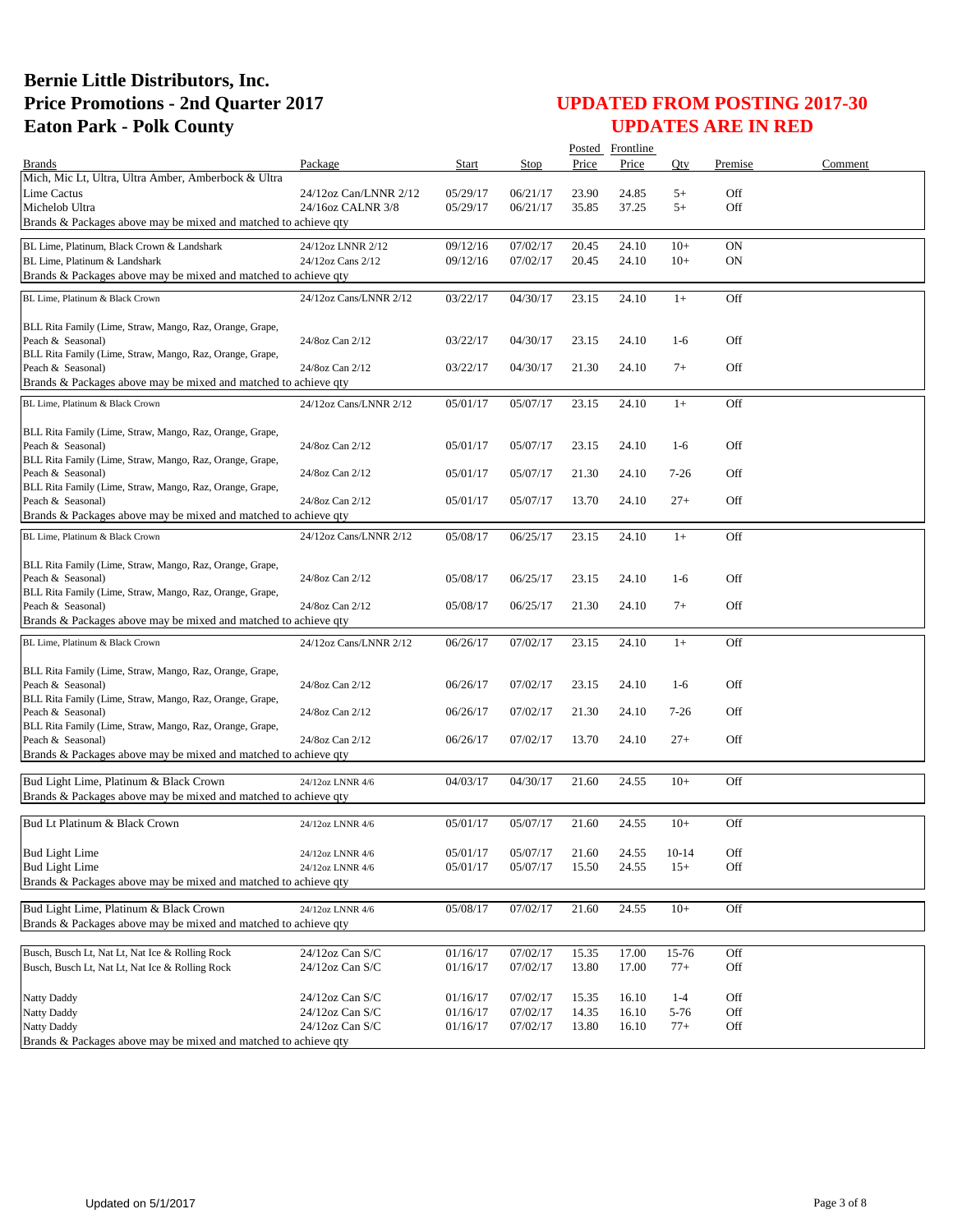# Bernie Little Distributors, Inc.
# Price Promotions - 2nd Quarter 2017
# Eaton Park - Polk County

## UPDATED FROM POSTING 2017-30
## UPDATES ARE IN RED

| Brands | Package | Start | Stop | Posted Price | Frontline Price | Qty | Premise | Comment |
|---|---|---|---|---|---|---|---|---|
| Mich, Mic Lt, Ultra, Ultra Amber, Amberbock & Ultra | | | | | | | | |
| Lime Cactus | 24/12oz Can/LNNR 2/12 | 05/29/17 | 06/21/17 | 23.90 | 24.85 | 5+ | Off | |
| Michelob Ultra | 24/16oz CALNR 3/8 | 05/29/17 | 06/21/17 | 35.85 | 37.25 | 5+ | Off | |
| Brands & Packages above may be mixed and matched to achieve qty | | | | | | | | |
| BL Lime, Platinum, Black Crown & Landshark | 24/12oz LNNR 2/12 | 09/12/16 | 07/02/17 | 20.45 | 24.10 | 10+ | ON | |
| BL Lime, Platinum & Landshark | 24/12oz Cans 2/12 | 09/12/16 | 07/02/17 | 20.45 | 24.10 | 10+ | ON | |
| Brands & Packages above may be mixed and matched to achieve qty | | | | | | | | |
| BL Lime, Platinum & Black Crown | 24/12oz Cans/LNNR 2/12 | 03/22/17 | 04/30/17 | 23.15 | 24.10 | 1+ | Off | |
| BLL Rita Family (Lime, Straw, Mango, Raz, Orange, Grape, Peach & Seasonal) | 24/8oz Can 2/12 | 03/22/17 | 04/30/17 | 23.15 | 24.10 | 1-6 | Off | |
| BLL Rita Family (Lime, Straw, Mango, Raz, Orange, Grape, Peach & Seasonal) | 24/8oz Can 2/12 | 03/22/17 | 04/30/17 | 21.30 | 24.10 | 7+ | Off | |
| Brands & Packages above may be mixed and matched to achieve qty | | | | | | | | |
| BL Lime, Platinum & Black Crown | 24/12oz Cans/LNNR 2/12 | 05/01/17 | 05/07/17 | 23.15 | 24.10 | 1+ | Off | |
| BLL Rita Family (Lime, Straw, Mango, Raz, Orange, Grape, Peach & Seasonal) | 24/8oz Can 2/12 | 05/01/17 | 05/07/17 | 23.15 | 24.10 | 1-6 | Off | |
| BLL Rita Family (Lime, Straw, Mango, Raz, Orange, Grape, Peach & Seasonal) | 24/8oz Can 2/12 | 05/01/17 | 05/07/17 | 21.30 | 24.10 | 7-26 | Off | |
| BLL Rita Family (Lime, Straw, Mango, Raz, Orange, Grape, Peach & Seasonal) | 24/8oz Can 2/12 | 05/01/17 | 05/07/17 | 13.70 | 24.10 | 27+ | Off | |
| Brands & Packages above may be mixed and matched to achieve qty | | | | | | | | |
| BL Lime, Platinum & Black Crown | 24/12oz Cans/LNNR 2/12 | 05/08/17 | 06/25/17 | 23.15 | 24.10 | 1+ | Off | |
| BLL Rita Family (Lime, Straw, Mango, Raz, Orange, Grape, Peach & Seasonal) | 24/8oz Can 2/12 | 05/08/17 | 06/25/17 | 23.15 | 24.10 | 1-6 | Off | |
| BLL Rita Family (Lime, Straw, Mango, Raz, Orange, Grape, Peach & Seasonal) | 24/8oz Can 2/12 | 05/08/17 | 06/25/17 | 21.30 | 24.10 | 7+ | Off | |
| Brands & Packages above may be mixed and matched to achieve qty | | | | | | | | |
| BL Lime, Platinum & Black Crown | 24/12oz Cans/LNNR 2/12 | 06/26/17 | 07/02/17 | 23.15 | 24.10 | 1+ | Off | |
| BLL Rita Family (Lime, Straw, Mango, Raz, Orange, Grape, Peach & Seasonal) | 24/8oz Can 2/12 | 06/26/17 | 07/02/17 | 23.15 | 24.10 | 1-6 | Off | |
| BLL Rita Family (Lime, Straw, Mango, Raz, Orange, Grape, Peach & Seasonal) | 24/8oz Can 2/12 | 06/26/17 | 07/02/17 | 21.30 | 24.10 | 7-26 | Off | |
| BLL Rita Family (Lime, Straw, Mango, Raz, Orange, Grape, Peach & Seasonal) | 24/8oz Can 2/12 | 06/26/17 | 07/02/17 | 13.70 | 24.10 | 27+ | Off | |
| Brands & Packages above may be mixed and matched to achieve qty | | | | | | | | |
| Bud Light Lime, Platinum & Black Crown | 24/12oz LNNR 4/6 | 04/03/17 | 04/30/17 | 21.60 | 24.55 | 10+ | Off | |
| Brands & Packages above may be mixed and matched to achieve qty | | | | | | | | |
| Bud Lt Platinum & Black Crown | 24/12oz LNNR 4/6 | 05/01/17 | 05/07/17 | 21.60 | 24.55 | 10+ | Off | |
| Bud Light Lime | 24/12oz LNNR 4/6 | 05/01/17 | 05/07/17 | 21.60 | 24.55 | 10-14 | Off | |
| Bud Light Lime | 24/12oz LNNR 4/6 | 05/01/17 | 05/07/17 | 15.50 | 24.55 | 15+ | Off | |
| Brands & Packages above may be mixed and matched to achieve qty | | | | | | | | |
| Bud Light Lime, Platinum & Black Crown | 24/12oz LNNR 4/6 | 05/08/17 | 07/02/17 | 21.60 | 24.55 | 10+ | Off | |
| Brands & Packages above may be mixed and matched to achieve qty | | | | | | | | |
| Busch, Busch Lt, Nat Lt, Nat Ice & Rolling Rock | 24/12oz Can S/C | 01/16/17 | 07/02/17 | 15.35 | 17.00 | 15-76 | Off | |
| Busch, Busch Lt, Nat Lt, Nat Ice & Rolling Rock | 24/12oz Can S/C | 01/16/17 | 07/02/17 | 13.80 | 17.00 | 77+ | Off | |
| Natty Daddy | 24/12oz Can S/C | 01/16/17 | 07/02/17 | 15.35 | 16.10 | 1-4 | Off | |
| Natty Daddy | 24/12oz Can S/C | 01/16/17 | 07/02/17 | 14.35 | 16.10 | 5-76 | Off | |
| Natty Daddy | 24/12oz Can S/C | 01/16/17 | 07/02/17 | 13.80 | 16.10 | 77+ | Off | |
| Brands & Packages above may be mixed and matched to achieve qty | | | | | | | | |

Updated on 5/1/2017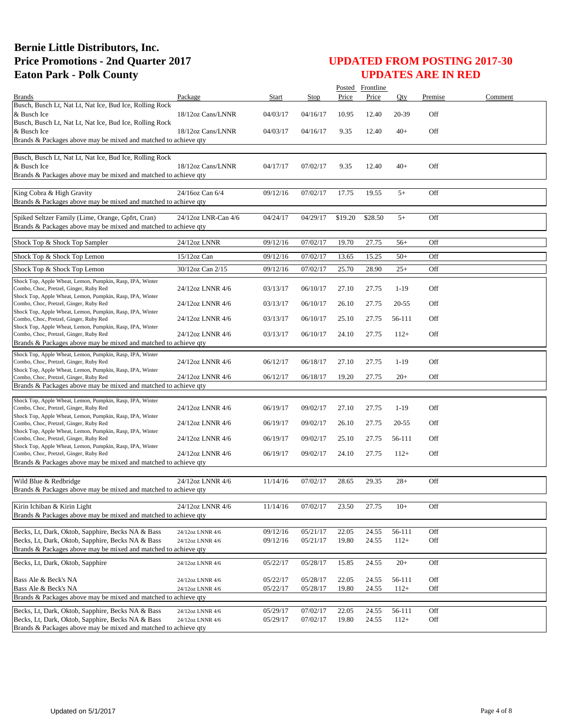# Bernie Little Distributors, Inc.
# Price Promotions - 2nd Quarter 2017
# Eaton Park - Polk County

## UPDATED FROM POSTING 2017-30
## UPDATES ARE IN RED

| Brands | Package | Start | Stop | Posted Price | Frontline Price | Qty | Premise | Comment |
|---|---|---|---|---|---|---|---|---|
| Busch, Busch Lt, Nat Lt, Nat Ice, Bud Ice, Rolling Rock & Busch Ice | 18/12oz Cans/LNNR | 04/03/17 | 04/16/17 | 10.95 | 12.40 | 20-39 | Off | |
| Busch, Busch Lt, Nat Lt, Nat Ice, Bud Ice, Rolling Rock & Busch Ice | 18/12oz Cans/LNNR | 04/03/17 | 04/16/17 | 9.35 | 12.40 | 40+ | Off | |
| Brands & Packages above may be mixed and matched to achieve qty | | | | | | | | |
| Busch, Busch Lt, Nat Lt, Nat Ice, Bud Ice, Rolling Rock & Busch Ice | 18/12oz Cans/LNNR | 04/17/17 | 07/02/17 | 9.35 | 12.40 | 40+ | Off | |
| Brands & Packages above may be mixed and matched to achieve qty | | | | | | | | |
| King Cobra & High Gravity | 24/16oz Can 6/4 | 09/12/16 | 07/02/17 | 17.75 | 19.55 | 5+ | Off | |
| Brands & Packages above may be mixed and matched to achieve qty | | | | | | | | |
| Spiked Seltzer Family (Lime, Orange, Gpfrt, Cran) | 24/12oz LNR-Can 4/6 | 04/24/17 | 04/29/17 | $19.20 | $28.50 | 5+ | Off | |
| Brands & Packages above may be mixed and matched to achieve qty | | | | | | | | |
| Shock Top & Shock Top Sampler | 24/12oz LNNR | 09/12/16 | 07/02/17 | 19.70 | 27.75 | 56+ | Off | |
| Shock Top & Shock Top Lemon | 15/12oz Can | 09/12/16 | 07/02/17 | 13.65 | 15.25 | 50+ | Off | |
| Shock Top & Shock Top Lemon | 30/12oz Can 2/15 | 09/12/16 | 07/02/17 | 25.70 | 28.90 | 25+ | Off | |
| Shock Top, Apple Wheat, Lemon, Pumpkin, Rasp, IPA, Winter Combo, Choc, Pretzel, Ginger, Ruby Red | 24/12oz LNNR 4/6 | 03/13/17 | 06/10/17 | 27.10 | 27.75 | 1-19 | Off | |
| Shock Top, Apple Wheat, Lemon, Pumpkin, Rasp, IPA, Winter Combo, Choc, Pretzel, Ginger, Ruby Red | 24/12oz LNNR 4/6 | 03/13/17 | 06/10/17 | 26.10 | 27.75 | 20-55 | Off | |
| Shock Top, Apple Wheat, Lemon, Pumpkin, Rasp, IPA, Winter Combo, Choc, Pretzel, Ginger, Ruby Red | 24/12oz LNNR 4/6 | 03/13/17 | 06/10/17 | 25.10 | 27.75 | 56-111 | Off | |
| Shock Top, Apple Wheat, Lemon, Pumpkin, Rasp, IPA, Winter Combo, Choc, Pretzel, Ginger, Ruby Red | 24/12oz LNNR 4/6 | 03/13/17 | 06/10/17 | 24.10 | 27.75 | 112+ | Off | |
| Brands & Packages above may be mixed and matched to achieve qty | | | | | | | | |
| Shock Top, Apple Wheat, Lemon, Pumpkin, Rasp, IPA, Winter Combo, Choc, Pretzel, Ginger, Ruby Red | 24/12oz LNNR 4/6 | 06/12/17 | 06/18/17 | 27.10 | 27.75 | 1-19 | Off | |
| Shock Top, Apple Wheat, Lemon, Pumpkin, Rasp, IPA, Winter Combo, Choc, Pretzel, Ginger, Ruby Red | 24/12oz LNNR 4/6 | 06/12/17 | 06/18/17 | 19.20 | 27.75 | 20+ | Off | |
| Brands & Packages above may be mixed and matched to achieve qty | | | | | | | | |
| Shock Top, Apple Wheat, Lemon, Pumpkin, Rasp, IPA, Winter Combo, Choc, Pretzel, Ginger, Ruby Red | 24/12oz LNNR 4/6 | 06/19/17 | 09/02/17 | 27.10 | 27.75 | 1-19 | Off | |
| Shock Top, Apple Wheat, Lemon, Pumpkin, Rasp, IPA, Winter Combo, Choc, Pretzel, Ginger, Ruby Red | 24/12oz LNNR 4/6 | 06/19/17 | 09/02/17 | 26.10 | 27.75 | 20-55 | Off | |
| Shock Top, Apple Wheat, Lemon, Pumpkin, Rasp, IPA, Winter Combo, Choc, Pretzel, Ginger, Ruby Red | 24/12oz LNNR 4/6 | 06/19/17 | 09/02/17 | 25.10 | 27.75 | 56-111 | Off | |
| Shock Top, Apple Wheat, Lemon, Pumpkin, Rasp, IPA, Winter Combo, Choc, Pretzel, Ginger, Ruby Red | 24/12oz LNNR 4/6 | 06/19/17 | 09/02/17 | 24.10 | 27.75 | 112+ | Off | |
| Brands & Packages above may be mixed and matched to achieve qty | | | | | | | | |
| Wild Blue & Redbridge | 24/12oz LNNR 4/6 | 11/14/16 | 07/02/17 | 28.65 | 29.35 | 28+ | Off | |
| Brands & Packages above may be mixed and matched to achieve qty | | | | | | | | |
| Kirin Ichiban & Kirin Light | 24/12oz LNNR 4/6 | 11/14/16 | 07/02/17 | 23.50 | 27.75 | 10+ | Off | |
| Brands & Packages above may be mixed and matched to achieve qty | | | | | | | | |
| Becks, Lt, Dark, Oktob, Sapphire, Becks NA & Bass | 24/12oz LNNR 4/6 | 09/12/16 | 05/21/17 | 22.05 | 24.55 | 56-111 | Off | |
| Becks, Lt, Dark, Oktob, Sapphire, Becks NA & Bass | 24/12oz LNNR 4/6 | 09/12/16 | 05/21/17 | 19.80 | 24.55 | 112+ | Off | |
| Brands & Packages above may be mixed and matched to achieve qty | | | | | | | | |
| Becks, Lt, Dark, Oktob, Sapphire | 24/12oz LNNR 4/6 | 05/22/17 | 05/28/17 | 15.85 | 24.55 | 20+ | Off | |
| Bass Ale & Beck's NA | 24/12oz LNNR 4/6 | 05/22/17 | 05/28/17 | 22.05 | 24.55 | 56-111 | Off | |
| Bass Ale & Beck's NA | 24/12oz LNNR 4/6 | 05/22/17 | 05/28/17 | 19.80 | 24.55 | 112+ | Off | |
| Brands & Packages above may be mixed and matched to achieve qty | | | | | | | | |
| Becks, Lt, Dark, Oktob, Sapphire, Becks NA & Bass | 24/12oz LNNR 4/6 | 05/29/17 | 07/02/17 | 22.05 | 24.55 | 56-111 | Off | |
| Becks, Lt, Dark, Oktob, Sapphire, Becks NA & Bass | 24/12oz LNNR 4/6 | 05/29/17 | 07/02/17 | 19.80 | 24.55 | 112+ | Off | |
| Brands & Packages above may be mixed and matched to achieve qty | | | | | | | | |

Updated on 5/1/2017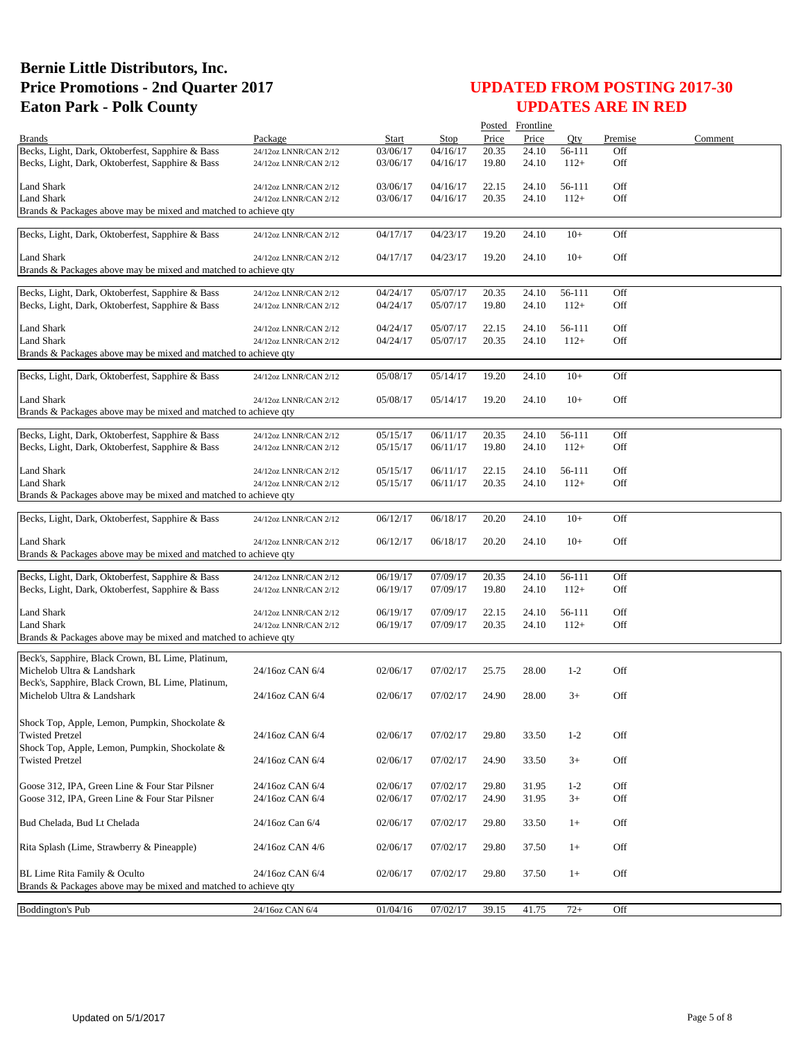# Bernie Little Distributors, Inc.
# Price Promotions - 2nd Quarter 2017
# Eaton Park - Polk County

## UPDATED FROM POSTING 2017-30
## UPDATES ARE IN RED

| Brands | Package | Start | Stop | Posted Price | Frontline Price | Qty | Premise | Comment |
|---|---|---|---|---|---|---|---|---|
| Becks, Light, Dark, Oktoberfest, Sapphire & Bass | 24/12oz LNNR/CAN 2/12 | 03/06/17 | 04/16/17 | 20.35 | 24.10 | 56-111 | Off | |
| Becks, Light, Dark, Oktoberfest, Sapphire & Bass | 24/12oz LNNR/CAN 2/12 | 03/06/17 | 04/16/17 | 19.80 | 24.10 | 112+ | Off | |
| Land Shark | 24/12oz LNNR/CAN 2/12 | 03/06/17 | 04/16/17 | 22.15 | 24.10 | 56-111 | Off | |
| Land Shark | 24/12oz LNNR/CAN 2/12 | 03/06/17 | 04/16/17 | 20.35 | 24.10 | 112+ | Off | |
| Brands & Packages above may be mixed and matched to achieve qty | | | | | | | | |
| Becks, Light, Dark, Oktoberfest, Sapphire & Bass | 24/12oz LNNR/CAN 2/12 | 04/17/17 | 04/23/17 | 19.20 | 24.10 | 10+ | Off | |
| Land Shark | 24/12oz LNNR/CAN 2/12 | 04/17/17 | 04/23/17 | 19.20 | 24.10 | 10+ | Off | |
| Brands & Packages above may be mixed and matched to achieve qty | | | | | | | | |
| Becks, Light, Dark, Oktoberfest, Sapphire & Bass | 24/12oz LNNR/CAN 2/12 | 04/24/17 | 05/07/17 | 20.35 | 24.10 | 56-111 | Off | |
| Becks, Light, Dark, Oktoberfest, Sapphire & Bass | 24/12oz LNNR/CAN 2/12 | 04/24/17 | 05/07/17 | 19.80 | 24.10 | 112+ | Off | |
| Land Shark | 24/12oz LNNR/CAN 2/12 | 04/24/17 | 05/07/17 | 22.15 | 24.10 | 56-111 | Off | |
| Land Shark | 24/12oz LNNR/CAN 2/12 | 04/24/17 | 05/07/17 | 20.35 | 24.10 | 112+ | Off | |
| Brands & Packages above may be mixed and matched to achieve qty | | | | | | | | |
| Becks, Light, Dark, Oktoberfest, Sapphire & Bass | 24/12oz LNNR/CAN 2/12 | 05/08/17 | 05/14/17 | 19.20 | 24.10 | 10+ | Off | |
| Land Shark | 24/12oz LNNR/CAN 2/12 | 05/08/17 | 05/14/17 | 19.20 | 24.10 | 10+ | Off | |
| Brands & Packages above may be mixed and matched to achieve qty | | | | | | | | |
| Becks, Light, Dark, Oktoberfest, Sapphire & Bass | 24/12oz LNNR/CAN 2/12 | 05/15/17 | 06/11/17 | 20.35 | 24.10 | 56-111 | Off | |
| Becks, Light, Dark, Oktoberfest, Sapphire & Bass | 24/12oz LNNR/CAN 2/12 | 05/15/17 | 06/11/17 | 19.80 | 24.10 | 112+ | Off | |
| Land Shark | 24/12oz LNNR/CAN 2/12 | 05/15/17 | 06/11/17 | 22.15 | 24.10 | 56-111 | Off | |
| Land Shark | 24/12oz LNNR/CAN 2/12 | 05/15/17 | 06/11/17 | 20.35 | 24.10 | 112+ | Off | |
| Brands & Packages above may be mixed and matched to achieve qty | | | | | | | | |
| Becks, Light, Dark, Oktoberfest, Sapphire & Bass | 24/12oz LNNR/CAN 2/12 | 06/12/17 | 06/18/17 | 20.20 | 24.10 | 10+ | Off | |
| Land Shark | 24/12oz LNNR/CAN 2/12 | 06/12/17 | 06/18/17 | 20.20 | 24.10 | 10+ | Off | |
| Brands & Packages above may be mixed and matched to achieve qty | | | | | | | | |
| Becks, Light, Dark, Oktoberfest, Sapphire & Bass | 24/12oz LNNR/CAN 2/12 | 06/19/17 | 07/09/17 | 20.35 | 24.10 | 56-111 | Off | |
| Becks, Light, Dark, Oktoberfest, Sapphire & Bass | 24/12oz LNNR/CAN 2/12 | 06/19/17 | 07/09/17 | 19.80 | 24.10 | 112+ | Off | |
| Land Shark | 24/12oz LNNR/CAN 2/12 | 06/19/17 | 07/09/17 | 22.15 | 24.10 | 56-111 | Off | |
| Land Shark | 24/12oz LNNR/CAN 2/12 | 06/19/17 | 07/09/17 | 20.35 | 24.10 | 112+ | Off | |
| Brands & Packages above may be mixed and matched to achieve qty | | | | | | | | |
| Beck's, Sapphire, Black Crown, BL Lime, Platinum, Michelob Ultra & Landshark | 24/16oz CAN 6/4 | 02/06/17 | 07/02/17 | 25.75 | 28.00 | 1-2 | Off | |
| Beck's, Sapphire, Black Crown, BL Lime, Platinum, Michelob Ultra & Landshark | 24/16oz CAN 6/4 | 02/06/17 | 07/02/17 | 24.90 | 28.00 | 3+ | Off | |
| Shock Top, Apple, Lemon, Pumpkin, Shockolate & Twisted Pretzel | 24/16oz CAN 6/4 | 02/06/17 | 07/02/17 | 29.80 | 33.50 | 1-2 | Off | |
| Shock Top, Apple, Lemon, Pumpkin, Shockolate & Twisted Pretzel | 24/16oz CAN 6/4 | 02/06/17 | 07/02/17 | 24.90 | 33.50 | 3+ | Off | |
| Goose 312, IPA, Green Line & Four Star Pilsner | 24/16oz CAN 6/4 | 02/06/17 | 07/02/17 | 29.80 | 31.95 | 1-2 | Off | |
| Goose 312, IPA, Green Line & Four Star Pilsner | 24/16oz CAN 6/4 | 02/06/17 | 07/02/17 | 24.90 | 31.95 | 3+ | Off | |
| Bud Chelada, Bud Lt Chelada | 24/16oz Can 6/4 | 02/06/17 | 07/02/17 | 29.80 | 33.50 | 1+ | Off | |
| Rita Splash (Lime, Strawberry & Pineapple) | 24/16oz CAN 4/6 | 02/06/17 | 07/02/17 | 29.80 | 37.50 | 1+ | Off | |
| BL Lime Rita Family & Oculto | 24/16oz CAN 6/4 | 02/06/17 | 07/02/17 | 29.80 | 37.50 | 1+ | Off | |
| Brands & Packages above may be mixed and matched to achieve qty | | | | | | | | |
| Boddington's Pub | 24/16oz CAN 6/4 | 01/04/16 | 07/02/17 | 39.15 | 41.75 | 72+ | Off | |

Updated on 5/1/2017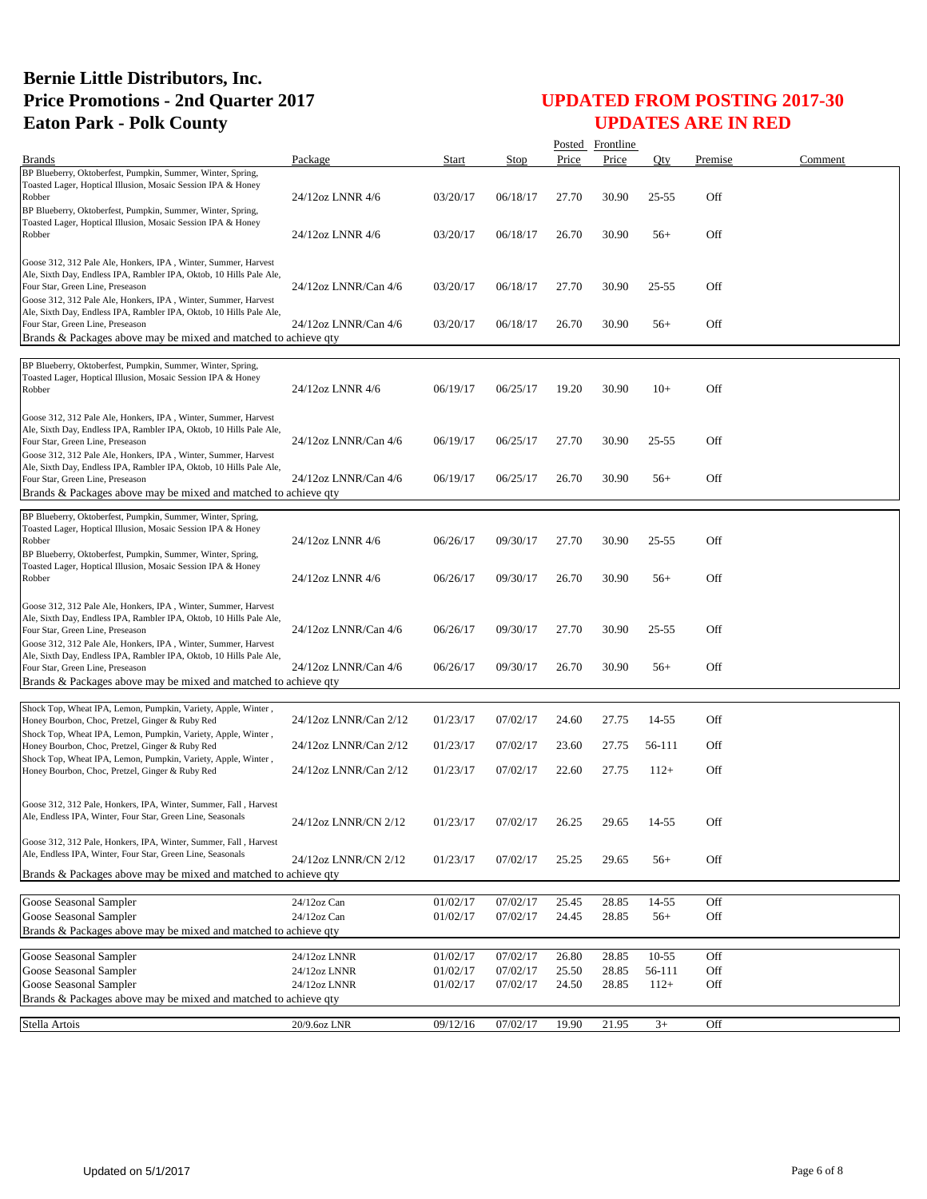# Bernie Little Distributors, Inc.
# Price Promotions - 2nd Quarter 2017
# Eaton Park - Polk County

## UPDATED FROM POSTING 2017-30
## UPDATES ARE IN RED

| Brands | Package | Start | Stop | Posted Price | Frontline Price | Qty | Premise | Comment |
|---|---|---|---|---|---|---|---|---|
| BP Blueberry, Oktoberfest, Pumpkin, Summer, Winter, Spring, Toasted Lager, Hoptical Illusion, Mosaic Session IPA & Honey Robber | 24/12oz LNNR 4/6 | 03/20/17 | 06/18/17 | 27.70 | 30.90 | 25-55 | Off | |
| BP Blueberry, Oktoberfest, Pumpkin, Summer, Winter, Spring, Toasted Lager, Hoptical Illusion, Mosaic Session IPA & Honey Robber | 24/12oz LNNR 4/6 | 03/20/17 | 06/18/17 | 26.70 | 30.90 | 56+ | Off | |
| Goose 312, 312 Pale Ale, Honkers, IPA , Winter, Summer, Harvest Ale, Sixth Day, Endless IPA, Rambler IPA, Oktob, 10 Hills Pale Ale, Four Star, Green Line, Preseason | 24/12oz LNNR/Can 4/6 | 03/20/17 | 06/18/17 | 27.70 | 30.90 | 25-55 | Off | |
| Goose 312, 312 Pale Ale, Honkers, IPA , Winter, Summer, Harvest Ale, Sixth Day, Endless IPA, Rambler IPA, Oktob, 10 Hills Pale Ale, Four Star, Green Line, Preseason | 24/12oz LNNR/Can 4/6 | 03/20/17 | 06/18/17 | 26.70 | 30.90 | 56+ | Off | |
| Brands & Packages above may be mixed and matched to achieve qty | | | | | | | | |
| BP Blueberry, Oktoberfest, Pumpkin, Summer, Winter, Spring, Toasted Lager, Hoptical Illusion, Mosaic Session IPA & Honey Robber | 24/12oz LNNR 4/6 | 06/19/17 | 06/25/17 | 19.20 | 30.90 | 10+ | Off | |
| Goose 312, 312 Pale Ale, Honkers, IPA , Winter, Summer, Harvest Ale, Sixth Day, Endless IPA, Rambler IPA, Oktob, 10 Hills Pale Ale, Four Star, Green Line, Preseason | 24/12oz LNNR/Can 4/6 | 06/19/17 | 06/25/17 | 27.70 | 30.90 | 25-55 | Off | |
| Goose 312, 312 Pale Ale, Honkers, IPA , Winter, Summer, Harvest Ale, Sixth Day, Endless IPA, Rambler IPA, Oktob, 10 Hills Pale Ale, Four Star, Green Line, Preseason | 24/12oz LNNR/Can 4/6 | 06/19/17 | 06/25/17 | 26.70 | 30.90 | 56+ | Off | |
| Brands & Packages above may be mixed and matched to achieve qty | | | | | | | | |
| BP Blueberry, Oktoberfest, Pumpkin, Summer, Winter, Spring, Toasted Lager, Hoptical Illusion, Mosaic Session IPA & Honey Robber | 24/12oz LNNR 4/6 | 06/26/17 | 09/30/17 | 27.70 | 30.90 | 25-55 | Off | |
| BP Blueberry, Oktoberfest, Pumpkin, Summer, Winter, Spring, Toasted Lager, Hoptical Illusion, Mosaic Session IPA & Honey Robber | 24/12oz LNNR 4/6 | 06/26/17 | 09/30/17 | 26.70 | 30.90 | 56+ | Off | |
| Goose 312, 312 Pale Ale, Honkers, IPA , Winter, Summer, Harvest Ale, Sixth Day, Endless IPA, Rambler IPA, Oktob, 10 Hills Pale Ale, Four Star, Green Line, Preseason | 24/12oz LNNR/Can 4/6 | 06/26/17 | 09/30/17 | 27.70 | 30.90 | 25-55 | Off | |
| Goose 312, 312 Pale Ale, Honkers, IPA , Winter, Summer, Harvest Ale, Sixth Day, Endless IPA, Rambler IPA, Oktob, 10 Hills Pale Ale, Four Star, Green Line, Preseason | 24/12oz LNNR/Can 4/6 | 06/26/17 | 09/30/17 | 26.70 | 30.90 | 56+ | Off | |
| Brands & Packages above may be mixed and matched to achieve qty | | | | | | | | |
| Shock Top, Wheat IPA, Lemon, Pumpkin, Variety, Apple, Winter , Honey Bourbon, Choc, Pretzel, Ginger & Ruby Red | 24/12oz LNNR/Can 2/12 | 01/23/17 | 07/02/17 | 24.60 | 27.75 | 14-55 | Off | |
| Shock Top, Wheat IPA, Lemon, Pumpkin, Variety, Apple, Winter , Honey Bourbon, Choc, Pretzel, Ginger & Ruby Red | 24/12oz LNNR/Can 2/12 | 01/23/17 | 07/02/17 | 23.60 | 27.75 | 56-111 | Off | |
| Shock Top, Wheat IPA, Lemon, Pumpkin, Variety, Apple, Winter , Honey Bourbon, Choc, Pretzel, Ginger & Ruby Red | 24/12oz LNNR/Can 2/12 | 01/23/17 | 07/02/17 | 22.60 | 27.75 | 112+ | Off | |
| Goose 312, 312 Pale, Honkers, IPA, Winter, Summer, Fall , Harvest Ale, Endless IPA, Winter, Four Star, Green Line, Seasonals | 24/12oz LNNR/CN 2/12 | 01/23/17 | 07/02/17 | 26.25 | 29.65 | 14-55 | Off | |
| Goose 312, 312 Pale, Honkers, IPA, Winter, Summer, Fall , Harvest Ale, Endless IPA, Winter, Four Star, Green Line, Seasonals | 24/12oz LNNR/CN 2/12 | 01/23/17 | 07/02/17 | 25.25 | 29.65 | 56+ | Off | |
| Brands & Packages above may be mixed and matched to achieve qty | | | | | | | | |
| Goose Seasonal Sampler | 24/12oz Can | 01/02/17 | 07/02/17 | 25.45 | 28.85 | 14-55 | Off | |
| Goose Seasonal Sampler | 24/12oz Can | 01/02/17 | 07/02/17 | 24.45 | 28.85 | 56+ | Off | |
| Brands & Packages above may be mixed and matched to achieve qty | | | | | | | | |
| Goose Seasonal Sampler | 24/12oz LNNR | 01/02/17 | 07/02/17 | 26.80 | 28.85 | 10-55 | Off | |
| Goose Seasonal Sampler | 24/12oz LNNR | 01/02/17 | 07/02/17 | 25.50 | 28.85 | 56-111 | Off | |
| Goose Seasonal Sampler | 24/12oz LNNR | 01/02/17 | 07/02/17 | 24.50 | 28.85 | 112+ | Off | |
| Brands & Packages above may be mixed and matched to achieve qty | | | | | | | | |
| Stella Artois | 20/9.6oz LNR | 09/12/16 | 07/02/17 | 19.90 | 21.95 | 3+ | Off | |

Updated on 5/1/2017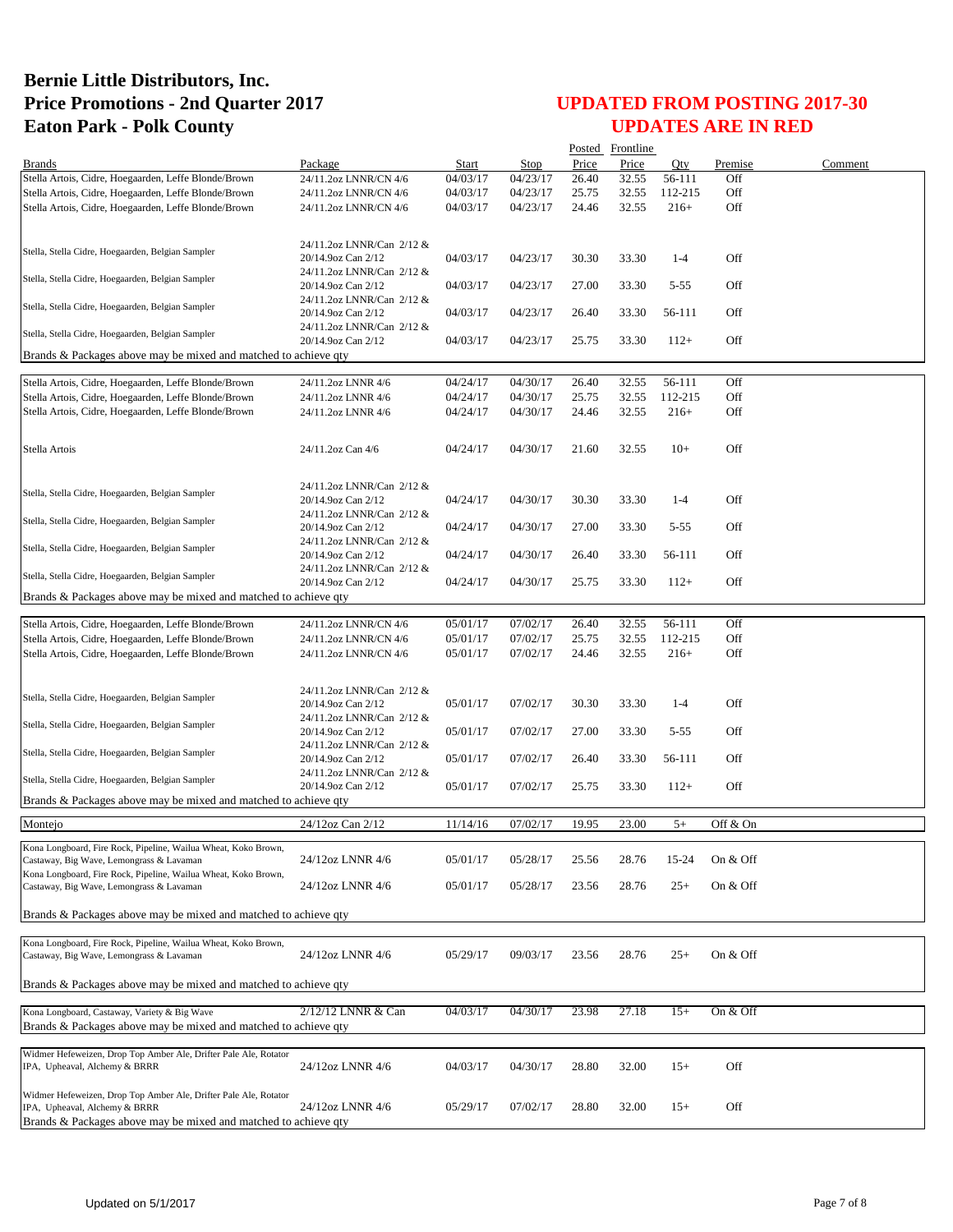# Bernie Little Distributors, Inc.
# Price Promotions - 2nd Quarter 2017
# Eaton Park - Polk County

## UPDATED FROM POSTING 2017-30
## UPDATES ARE IN RED

| Brands | Package | Start | Stop | Posted Price | Frontline Price | Qty | Premise | Comment |
|---|---|---|---|---|---|---|---|---|
| Stella Artois, Cidre, Hoegaarden, Leffe Blonde/Brown | 24/11.2oz LNNR/CN 4/6 | 04/03/17 | 04/23/17 | 26.40 | 32.55 | 56-111 | Off | |
| Stella Artois, Cidre, Hoegaarden, Leffe Blonde/Brown | 24/11.2oz LNNR/CN 4/6 | 04/03/17 | 04/23/17 | 25.75 | 32.55 | 112-215 | Off | |
| Stella Artois, Cidre, Hoegaarden, Leffe Blonde/Brown | 24/11.2oz LNNR/CN 4/6 | 04/03/17 | 04/23/17 | 24.46 | 32.55 | 216+ | Off | |
| Stella, Stella Cidre, Hoegaarden, Belgian Sampler | 24/11.2oz LNNR/Can 2/12 & 20/14.9oz Can 2/12 | 04/03/17 | 04/23/17 | 30.30 | 33.30 | 1-4 | Off | |
| Stella, Stella Cidre, Hoegaarden, Belgian Sampler | 24/11.2oz LNNR/Can 2/12 & 20/14.9oz Can 2/12 | 04/03/17 | 04/23/17 | 27.00 | 33.30 | 5-55 | Off | |
| Stella, Stella Cidre, Hoegaarden, Belgian Sampler | 24/11.2oz LNNR/Can 2/12 & 20/14.9oz Can 2/12 | 04/03/17 | 04/23/17 | 26.40 | 33.30 | 56-111 | Off | |
| Stella, Stella Cidre, Hoegaarden, Belgian Sampler | 24/11.2oz LNNR/Can 2/12 & 20/14.9oz Can 2/12 | 04/03/17 | 04/23/17 | 25.75 | 33.30 | 112+ | Off | |
| Brands & Packages above may be mixed and matched to achieve qty | | | | | | | | |
| Stella Artois, Cidre, Hoegaarden, Leffe Blonde/Brown | 24/11.2oz LNNR 4/6 | 04/24/17 | 04/30/17 | 26.40 | 32.55 | 56-111 | Off | |
| Stella Artois, Cidre, Hoegaarden, Leffe Blonde/Brown | 24/11.2oz LNNR 4/6 | 04/24/17 | 04/30/17 | 25.75 | 32.55 | 112-215 | Off | |
| Stella Artois, Cidre, Hoegaarden, Leffe Blonde/Brown | 24/11.2oz LNNR 4/6 | 04/24/17 | 04/30/17 | 24.46 | 32.55 | 216+ | Off | |
| Stella Artois | 24/11.2oz Can 4/6 | 04/24/17 | 04/30/17 | 21.60 | 32.55 | 10+ | Off | |
| Stella, Stella Cidre, Hoegaarden, Belgian Sampler | 24/11.2oz LNNR/Can 2/12 & 20/14.9oz Can 2/12 | 04/24/17 | 04/30/17 | 30.30 | 33.30 | 1-4 | Off | |
| Stella, Stella Cidre, Hoegaarden, Belgian Sampler | 24/11.2oz LNNR/Can 2/12 & 20/14.9oz Can 2/12 | 04/24/17 | 04/30/17 | 27.00 | 33.30 | 5-55 | Off | |
| Stella, Stella Cidre, Hoegaarden, Belgian Sampler | 24/11.2oz LNNR/Can 2/12 & 20/14.9oz Can 2/12 | 04/24/17 | 04/30/17 | 26.40 | 33.30 | 56-111 | Off | |
| Stella, Stella Cidre, Hoegaarden, Belgian Sampler | 24/11.2oz LNNR/Can 2/12 & 20/14.9oz Can 2/12 | 04/24/17 | 04/30/17 | 25.75 | 33.30 | 112+ | Off | |
| Brands & Packages above may be mixed and matched to achieve qty | | | | | | | | |
| Stella Artois, Cidre, Hoegaarden, Leffe Blonde/Brown | 24/11.2oz LNNR/CN 4/6 | 05/01/17 | 07/02/17 | 26.40 | 32.55 | 56-111 | Off | |
| Stella Artois, Cidre, Hoegaarden, Leffe Blonde/Brown | 24/11.2oz LNNR/CN 4/6 | 05/01/17 | 07/02/17 | 25.75 | 32.55 | 112-215 | Off | |
| Stella Artois, Cidre, Hoegaarden, Leffe Blonde/Brown | 24/11.2oz LNNR/CN 4/6 | 05/01/17 | 07/02/17 | 24.46 | 32.55 | 216+ | Off | |
| Stella, Stella Cidre, Hoegaarden, Belgian Sampler | 24/11.2oz LNNR/Can 2/12 & 20/14.9oz Can 2/12 | 05/01/17 | 07/02/17 | 30.30 | 33.30 | 1-4 | Off | |
| Stella, Stella Cidre, Hoegaarden, Belgian Sampler | 24/11.2oz LNNR/Can 2/12 & 20/14.9oz Can 2/12 | 05/01/17 | 07/02/17 | 27.00 | 33.30 | 5-55 | Off | |
| Stella, Stella Cidre, Hoegaarden, Belgian Sampler | 24/11.2oz LNNR/Can 2/12 & 20/14.9oz Can 2/12 | 05/01/17 | 07/02/17 | 26.40 | 33.30 | 56-111 | Off | |
| Stella, Stella Cidre, Hoegaarden, Belgian Sampler | 24/11.2oz LNNR/Can 2/12 & 20/14.9oz Can 2/12 | 05/01/17 | 07/02/17 | 25.75 | 33.30 | 112+ | Off | |
| Brands & Packages above may be mixed and matched to achieve qty | | | | | | | | |
| Montejo | 24/12oz Can 2/12 | 11/14/16 | 07/02/17 | 19.95 | 23.00 | 5+ | Off & On | |
| Kona Longboard, Fire Rock, Pipeline, Wailua Wheat, Koko Brown, Castaway, Big Wave, Lemongrass & Lavaman | 24/12oz LNNR 4/6 | 05/01/17 | 05/28/17 | 25.56 | 28.76 | 15-24 | On & Off | |
| Kona Longboard, Fire Rock, Pipeline, Wailua Wheat, Koko Brown, Castaway, Big Wave, Lemongrass & Lavaman | 24/12oz LNNR 4/6 | 05/01/17 | 05/28/17 | 23.56 | 28.76 | 25+ | On & Off | |
| Brands & Packages above may be mixed and matched to achieve qty | | | | | | | | |
| Kona Longboard, Fire Rock, Pipeline, Wailua Wheat, Koko Brown, Castaway, Big Wave, Lemongrass & Lavaman | 24/12oz LNNR 4/6 | 05/29/17 | 09/03/17 | 23.56 | 28.76 | 25+ | On & Off | |
| Brands & Packages above may be mixed and matched to achieve qty | | | | | | | | |
| Kona Longboard, Castaway, Variety & Big Wave | 2/12/12 LNNR & Can | 04/03/17 | 04/30/17 | 23.98 | 27.18 | 15+ | On & Off | |
| Brands & Packages above may be mixed and matched to achieve qty | | | | | | | | |
| Widmer Hefeweizen, Drop Top Amber Ale, Drifter Pale Ale, Rotator IPA, Upheaval, Alchemy & BRRR | 24/12oz LNNR 4/6 | 04/03/17 | 04/30/17 | 28.80 | 32.00 | 15+ | Off | |
| Widmer Hefeweizen, Drop Top Amber Ale, Drifter Pale Ale, Rotator IPA, Upheaval, Alchemy & BRRR | 24/12oz LNNR 4/6 | 05/29/17 | 07/02/17 | 28.80 | 32.00 | 15+ | Off | |
| Brands & Packages above may be mixed and matched to achieve qty | | | | | | | | |

Updated on 5/1/2017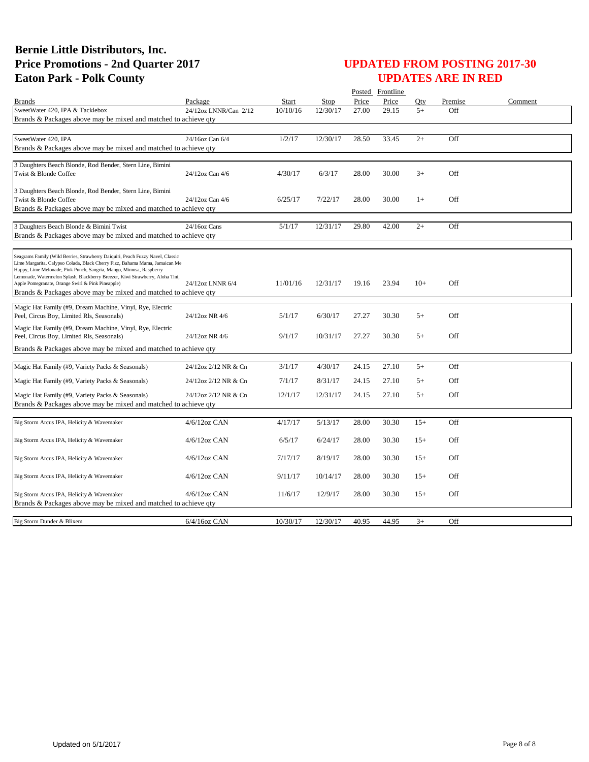# Bernie Little Distributors, Inc.
# Price Promotions - 2nd Quarter 2017
# Eaton Park - Polk County

## UPDATED FROM POSTING 2017-30
## UPDATES ARE IN RED

| Brands | Package | Start | Stop | Posted Price | Frontline Price | Qty | Premise | Comment |
|---|---|---|---|---|---|---|---|---|
| SweetWater 420, IPA & Tacklebox | 24/12oz LNNR/Can 2/12 | 10/10/16 | 12/30/17 | 27.00 | 29.15 | 5+ | Off | |
| Brands & Packages above may be mixed and matched to achieve qty | | | | | | | | |
| SweetWater 420, IPA | 24/16oz Can 6/4 | 1/2/17 | 12/30/17 | 28.50 | 33.45 | 2+ | Off | |
| Brands & Packages above may be mixed and matched to achieve qty | | | | | | | | |
| 3 Daughters Beach Blonde, Rod Bender, Stern Line, Bimini Twist & Blonde Coffee | 24/12oz Can 4/6 | 4/30/17 | 6/3/17 | 28.00 | 30.00 | 3+ | Off | |
| 3 Daughters Beach Blonde, Rod Bender, Stern Line, Bimini Twist & Blonde Coffee | 24/12oz Can 4/6 | 6/25/17 | 7/22/17 | 28.00 | 30.00 | 1+ | Off | |
| Brands & Packages above may be mixed and matched to achieve qty | | | | | | | | |
| 3 Daughters Beach Blonde & Bimini Twist | 24/16oz Cans | 5/1/17 | 12/31/17 | 29.80 | 42.00 | 2+ | Off | |
| Brands & Packages above may be mixed and matched to achieve qty | | | | | | | | |
| Seagrams Family (Wild Berries, Strawberry Daiquiri, Peach Fuzzy Navel, Classic Lime Margarita, Calypso Colada, Black Cherry Fizz, Bahama Mama, Jamaican Me Happy, Lime Melonade, Pink Punch, Sangria, Mango, Mimosa, Raspberry Lemonade, Watermelon Splash, Blackberry Breezer, Kiwi Strawberry, Aloha Tini, Apple Pomegranate, Orange Swirl & Pink Pineapple) | 24/12oz LNNR 6/4 | 11/01/16 | 12/31/17 | 19.16 | 23.94 | 10+ | Off | |
| Brands & Packages above may be mixed and matched to achieve qty | | | | | | | | |
| Magic Hat Family (#9, Dream Machine, Vinyl, Rye, Electric Peel, Circus Boy, Limited Rls, Seasonals) | 24/12oz NR 4/6 | 5/1/17 | 6/30/17 | 27.27 | 30.30 | 5+ | Off | |
| Magic Hat Family (#9, Dream Machine, Vinyl, Rye, Electric Peel, Circus Boy, Limited Rls, Seasonals) | 24/12oz NR 4/6 | 9/1/17 | 10/31/17 | 27.27 | 30.30 | 5+ | Off | |
| Brands & Packages above may be mixed and matched to achieve qty | | | | | | | | |
| Magic Hat Family (#9, Variety Packs & Seasonals) | 24/12oz 2/12 NR & Cn | 3/1/17 | 4/30/17 | 24.15 | 27.10 | 5+ | Off | |
| Magic Hat Family (#9, Variety Packs & Seasonals) | 24/12oz 2/12 NR & Cn | 7/1/17 | 8/31/17 | 24.15 | 27.10 | 5+ | Off | |
| Magic Hat Family (#9, Variety Packs & Seasonals) | 24/12oz 2/12 NR & Cn | 12/1/17 | 12/31/17 | 24.15 | 27.10 | 5+ | Off | |
| Brands & Packages above may be mixed and matched to achieve qty | | | | | | | | |
| Big Storm Arcus IPA, Helicity & Wavemaker | 4/6/12oz CAN | 4/17/17 | 5/13/17 | 28.00 | 30.30 | 15+ | Off | |
| Big Storm Arcus IPA, Helicity & Wavemaker | 4/6/12oz CAN | 6/5/17 | 6/24/17 | 28.00 | 30.30 | 15+ | Off | |
| Big Storm Arcus IPA, Helicity & Wavemaker | 4/6/12oz CAN | 7/17/17 | 8/19/17 | 28.00 | 30.30 | 15+ | Off | |
| Big Storm Arcus IPA, Helicity & Wavemaker | 4/6/12oz CAN | 9/11/17 | 10/14/17 | 28.00 | 30.30 | 15+ | Off | |
| Big Storm Arcus IPA, Helicity & Wavemaker | 4/6/12oz CAN | 11/6/17 | 12/9/17 | 28.00 | 30.30 | 15+ | Off | |
| Brands & Packages above may be mixed and matched to achieve qty | | | | | | | | |
| Big Storm Dunder & Blixem | 6/4/16oz CAN | 10/30/17 | 12/30/17 | 40.95 | 44.95 | 3+ | Off | |

Updated on 5/1/2017